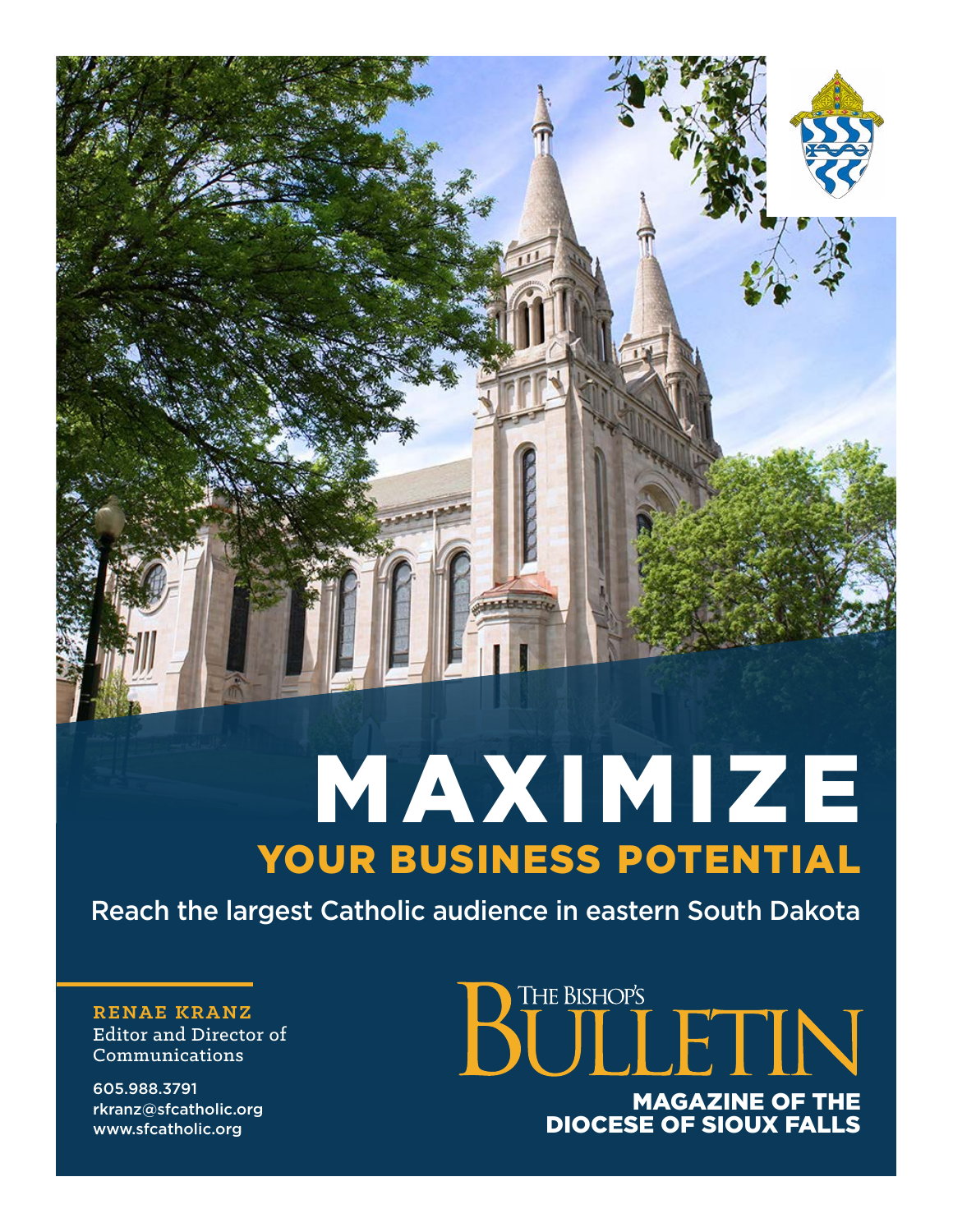# MAXIMIZE

## YOUR BUSINESS POTENTIAL

Reach the largest Catholic audience in eastern South Dakota

**RENAE KRANZ**
Editor and Director of Communications

605.988.3791
rkranz@sfcatholic.org
www.sfcatholic.org

THE BISHOP'S BULLETIN

MAGAZINE OF THE DIOCESE OF SIOUX FALLS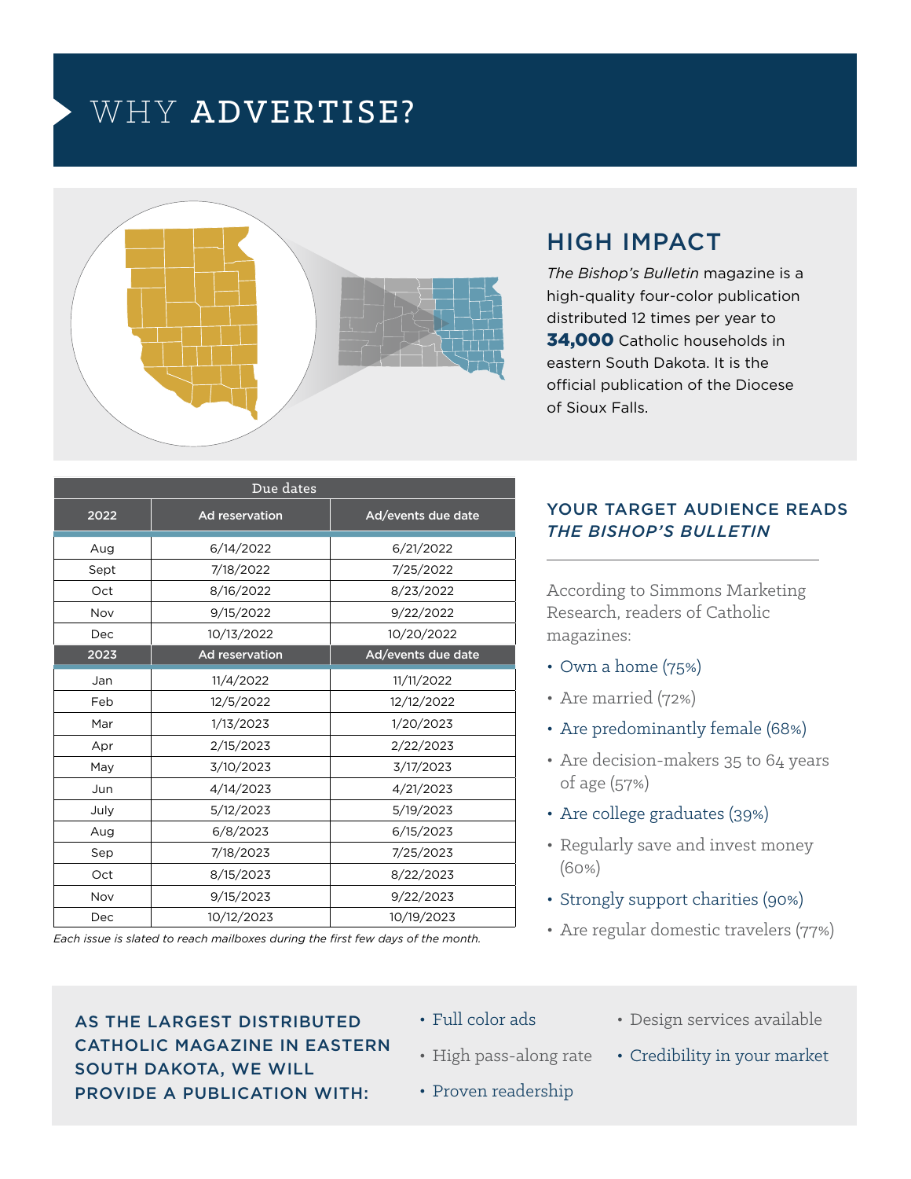# WHY ADVERTISE?

## HIGH IMPACT

*The Bishop's Bulletin* magazine is a high-quality four-color publication distributed 12 times per year to **34,000** Catholic households in eastern South Dakota. It is the official publication of the Diocese of Sioux Falls.

| Due dates | | |
|---|---|---|
| **2022** | **Ad reservation** | **Ad/events due date** |
| Aug | 6/14/2022 | 6/21/2022 |
| Sept | 7/18/2022 | 7/25/2022 |
| Oct | 8/16/2022 | 8/23/2022 |
| Nov | 9/15/2022 | 9/22/2022 |
| Dec | 10/13/2022 | 10/20/2022 |
| **2023** | **Ad reservation** | **Ad/events due date** |
| Jan | 11/4/2022 | 11/11/2022 |
| Feb | 12/5/2022 | 12/12/2022 |
| Mar | 1/13/2023 | 1/20/2023 |
| Apr | 2/15/2023 | 2/22/2023 |
| May | 3/10/2023 | 3/17/2023 |
| Jun | 4/14/2023 | 4/21/2023 |
| July | 5/12/2023 | 5/19/2023 |
| Aug | 6/8/2023 | 6/15/2023 |
| Sep | 7/18/2023 | 7/25/2023 |
| Oct | 8/15/2023 | 8/22/2023 |
| Nov | 9/15/2023 | 9/22/2023 |
| Dec | 10/12/2023 | 10/19/2023 |

*Each issue is slated to reach mailboxes during the first few days of the month.*

### YOUR TARGET AUDIENCE READS *THE BISHOP'S BULLETIN*

According to Simmons Marketing Research, readers of Catholic magazines:

- Own a home (75%)
- Are married (72%)
- Are predominantly female (68%)
- Are decision-makers 35 to 64 years of age (57%)
- Are college graduates (39%)
- Regularly save and invest money (60%)
- Strongly support charities (90%)
- Are regular domestic travelers (77%)

### AS THE LARGEST DISTRIBUTED CATHOLIC MAGAZINE IN EASTERN SOUTH DAKOTA, WE WILL PROVIDE A PUBLICATION WITH:

- Full color ads
- High pass-along rate
- Proven readership
- Design services available
- Credibility in your market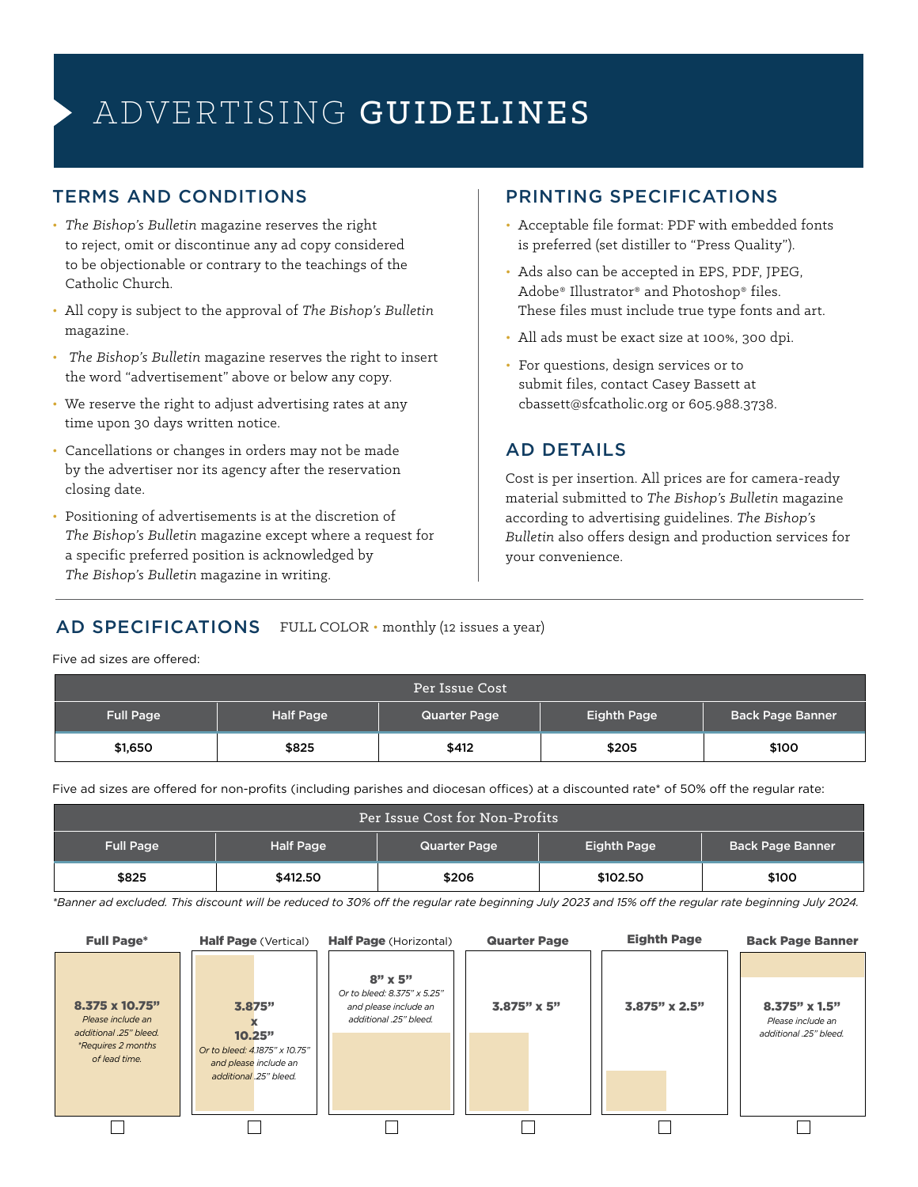# ADVERTISING **GUIDELINES**

## TERMS AND CONDITIONS

- *The Bishop's Bulletin* magazine reserves the right to reject, omit or discontinue any ad copy considered to be objectionable or contrary to the teachings of the Catholic Church.
- All copy is subject to the approval of *The Bishop's Bulletin* magazine.
- *The Bishop's Bulletin* magazine reserves the right to insert the word "advertisement" above or below any copy.
- We reserve the right to adjust advertising rates at any time upon 30 days written notice.
- Cancellations or changes in orders may not be made by the advertiser nor its agency after the reservation closing date.
- Positioning of advertisements is at the discretion of *The Bishop's Bulletin* magazine except where a request for a specific preferred position is acknowledged by *The Bishop's Bulletin* magazine in writing.

## PRINTING SPECIFICATIONS

- Acceptable file format: PDF with embedded fonts is preferred (set distiller to "Press Quality").
- Ads also can be accepted in EPS, PDF, JPEG, Adobe® Illustrator® and Photoshop® files. These files must include true type fonts and art.
- All ads must be exact size at 100%, 300 dpi.
- For questions, design services or to submit files, contact Casey Bassett at cbassett@sfcatholic.org or 605.988.3738.

## AD DETAILS

Cost is per insertion. All prices are for camera-ready material submitted to *The Bishop's Bulletin* magazine according to advertising guidelines. *The Bishop's Bulletin* also offers design and production services for your convenience.

## AD SPECIFICATIONS

FULL COLOR • monthly (12 issues a year)

Five ad sizes are offered:

| Per Issue Cost | | | | |
|---|---|---|---|---|
| **Full Page** | **Half Page** | **Quarter Page** | **Eighth Page** | **Back Page Banner** |
| **$1,650** | **$825** | **$412** | **$205** | **$100** |

Five ad sizes are offered for non-profits (including parishes and diocesan offices) at a discounted rate* of 50% off the regular rate:

| Per Issue Cost for Non-Profits | | | | |
|---|---|---|---|---|
| **Full Page** | **Half Page** | **Quarter Page** | **Eighth Page** | **Back Page Banner** |
| **$825** | **$412.50** | **$206** | **$102.50** | **$100** |

*\*Banner ad excluded. This discount will be reduced to 30% off the regular rate beginning July 2023 and 15% off the regular rate beginning July 2024.*

| **Full Page*** | **Half Page** (Vertical) | **Half Page** (Horizontal) | **Quarter Page** | **Eighth Page** | **Back Page Banner** |
|---|---|---|---|---|---|
| **8.375 x 10.75"** *Please include an additional .25" bleed. \*Requires 2 months of lead time.* | **3.875" x 10.25"** *Or to bleed: 4.1875" x 10.75" and please include an additional .25" bleed.* | **8" x 5"** *Or to bleed: 8.375" x 5.25" and please include an additional .25" bleed.* | **3.875" x 5"** | **3.875" x 2.5"** | **8.375" x 1.5"** *Please include an additional .25" bleed.* |
| ☐ | ☐ | ☐ | ☐ | ☐ | ☐ |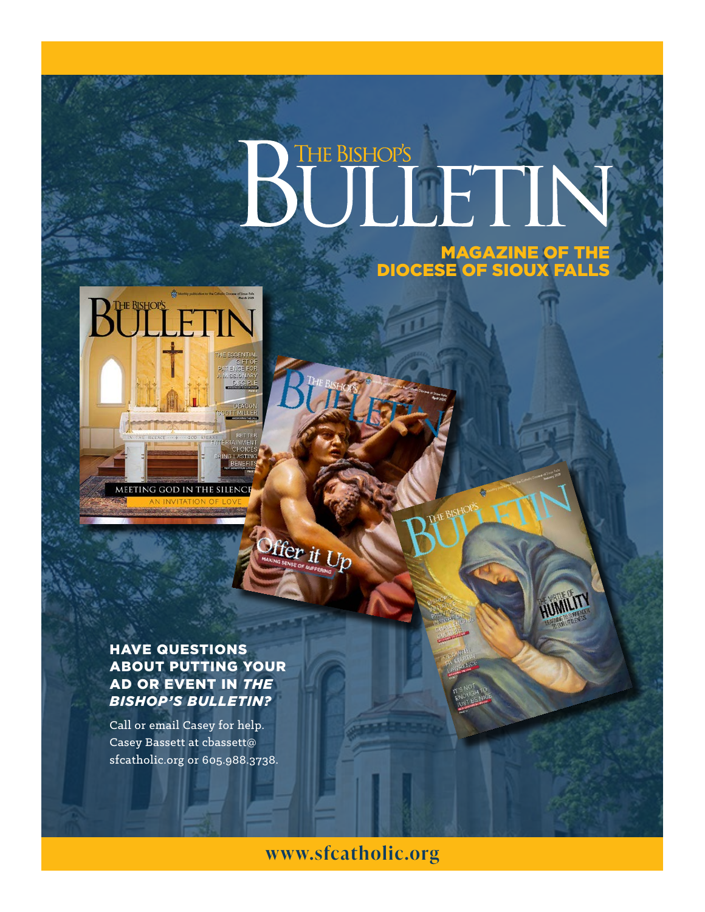# THE BISHOP'S BULLETIN

## MAGAZINE OF THE DIOCESE OF SIOUX FALLS

### HAVE QUESTIONS ABOUT PUTTING YOUR AD OR EVENT IN *THE BISHOP'S BULLETIN?*

Call or email Casey for help. Casey Bassett at cbassett@sfcatholic.org or 605.988.3738.

**www.sfcatholic.org**